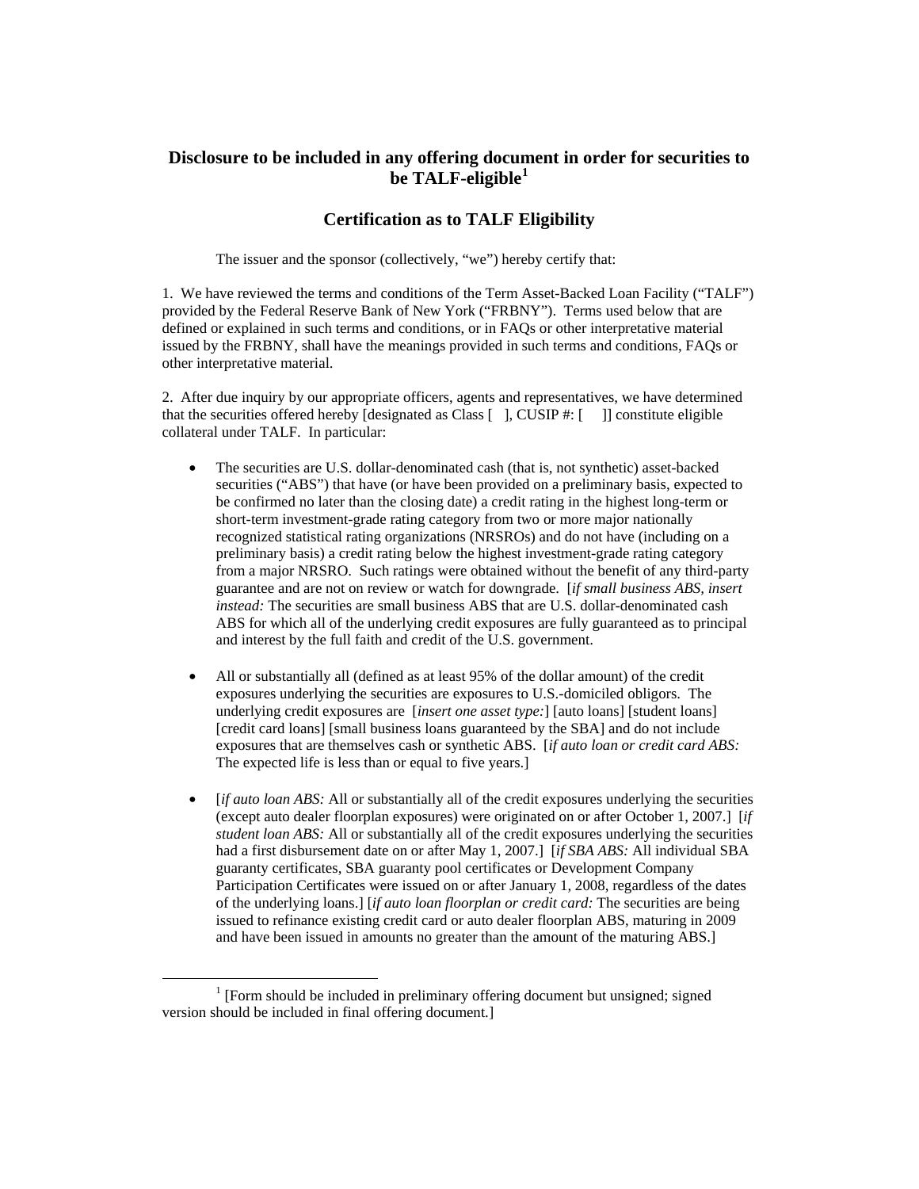## Disclosure to be included in any offering document in order for securities to be TALF-eligible[1]

## Certification as to TALF Eligibility

The issuer and the sponsor (collectively, "we") hereby certify that:

1. We have reviewed the terms and conditions of the Term Asset-Backed Loan Facility ("TALF") provided by the Federal Reserve Bank of New York ("FRBNY"). Terms used below that are defined or explained in such terms and conditions, or in FAQs or other interpretative material issued by the FRBNY, shall have the meanings provided in such terms and conditions, FAQs or other interpretative material.

2. After due inquiry by our appropriate officers, agents and representatives, we have determined that the securities offered hereby [designated as Class [ ], CUSIP #: [ ]] constitute eligible collateral under TALF. In particular:

- The securities are U.S. dollar-denominated cash (that is, not synthetic) asset-backed securities ("ABS") that have (or have been provided on a preliminary basis, expected to be confirmed no later than the closing date) a credit rating in the highest long-term or short-term investment-grade rating category from two or more major nationally recognized statistical rating organizations (NRSROs) and do not have (including on a preliminary basis) a credit rating below the highest investment-grade rating category from a major NRSRO. Such ratings were obtained without the benefit of any third-party guarantee and are not on review or watch for downgrade. [*if small business ABS, insert instead:* The securities are small business ABS that are U.S. dollar-denominated cash ABS for which all of the underlying credit exposures are fully guaranteed as to principal and interest by the full faith and credit of the U.S. government.

- All or substantially all (defined as at least 95% of the dollar amount) of the credit exposures underlying the securities are exposures to U.S.-domiciled obligors. The underlying credit exposures are [*insert one asset type:*] [auto loans] [student loans] [credit card loans] [small business loans guaranteed by the SBA] and do not include exposures that are themselves cash or synthetic ABS. [*if auto loan or credit card ABS:* The expected life is less than or equal to five years.]

- [*if auto loan ABS:* All or substantially all of the credit exposures underlying the securities (except auto dealer floorplan exposures) were originated on or after October 1, 2007.] [*if student loan ABS:* All or substantially all of the credit exposures underlying the securities had a first disbursement date on or after May 1, 2007.] [*if SBA ABS:* All individual SBA guaranty certificates, SBA guaranty pool certificates or Development Company Participation Certificates were issued on or after January 1, 2008, regardless of the dates of the underlying loans.] [*if auto loan floorplan or credit card:* The securities are being issued to refinance existing credit card or auto dealer floorplan ABS, maturing in 2009 and have been issued in amounts no greater than the amount of the maturing ABS.]

---

[1] [Form should be included in preliminary offering document but unsigned; signed version should be included in final offering document.]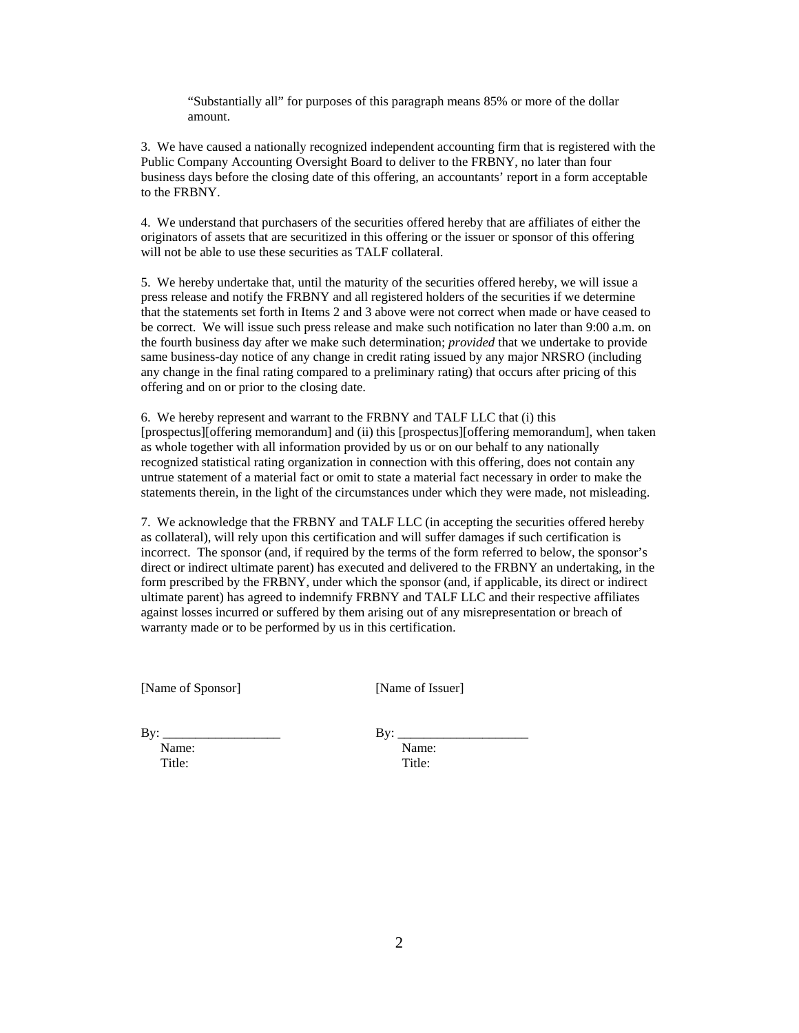"Substantially all" for purposes of this paragraph means 85% or more of the dollar amount.

3. We have caused a nationally recognized independent accounting firm that is registered with the Public Company Accounting Oversight Board to deliver to the FRBNY, no later than four business days before the closing date of this offering, an accountants' report in a form acceptable to the FRBNY.

4. We understand that purchasers of the securities offered hereby that are affiliates of either the originators of assets that are securitized in this offering or the issuer or sponsor of this offering will not be able to use these securities as TALF collateral.

5. We hereby undertake that, until the maturity of the securities offered hereby, we will issue a press release and notify the FRBNY and all registered holders of the securities if we determine that the statements set forth in Items 2 and 3 above were not correct when made or have ceased to be correct. We will issue such press release and make such notification no later than 9:00 a.m. on the fourth business day after we make such determination; *provided* that we undertake to provide same business-day notice of any change in credit rating issued by any major NRSRO (including any change in the final rating compared to a preliminary rating) that occurs after pricing of this offering and on or prior to the closing date.

6. We hereby represent and warrant to the FRBNY and TALF LLC that (i) this [prospectus][offering memorandum] and (ii) this [prospectus][offering memorandum], when taken as whole together with all information provided by us or on our behalf to any nationally recognized statistical rating organization in connection with this offering, does not contain any untrue statement of a material fact or omit to state a material fact necessary in order to make the statements therein, in the light of the circumstances under which they were made, not misleading.

7. We acknowledge that the FRBNY and TALF LLC (in accepting the securities offered hereby as collateral), will rely upon this certification and will suffer damages if such certification is incorrect. The sponsor (and, if required by the terms of the form referred to below, the sponsor's direct or indirect ultimate parent) has executed and delivered to the FRBNY an undertaking, in the form prescribed by the FRBNY, under which the sponsor (and, if applicable, its direct or indirect ultimate parent) has agreed to indemnify FRBNY and TALF LLC and their respective affiliates against losses incurred or suffered by them arising out of any misrepresentation or breach of warranty made or to be performed by us in this certification.

[Name of Sponsor]

By: ___________________
Name:
Title:

[Name of Issuer]

By: ____________________
Name:
Title: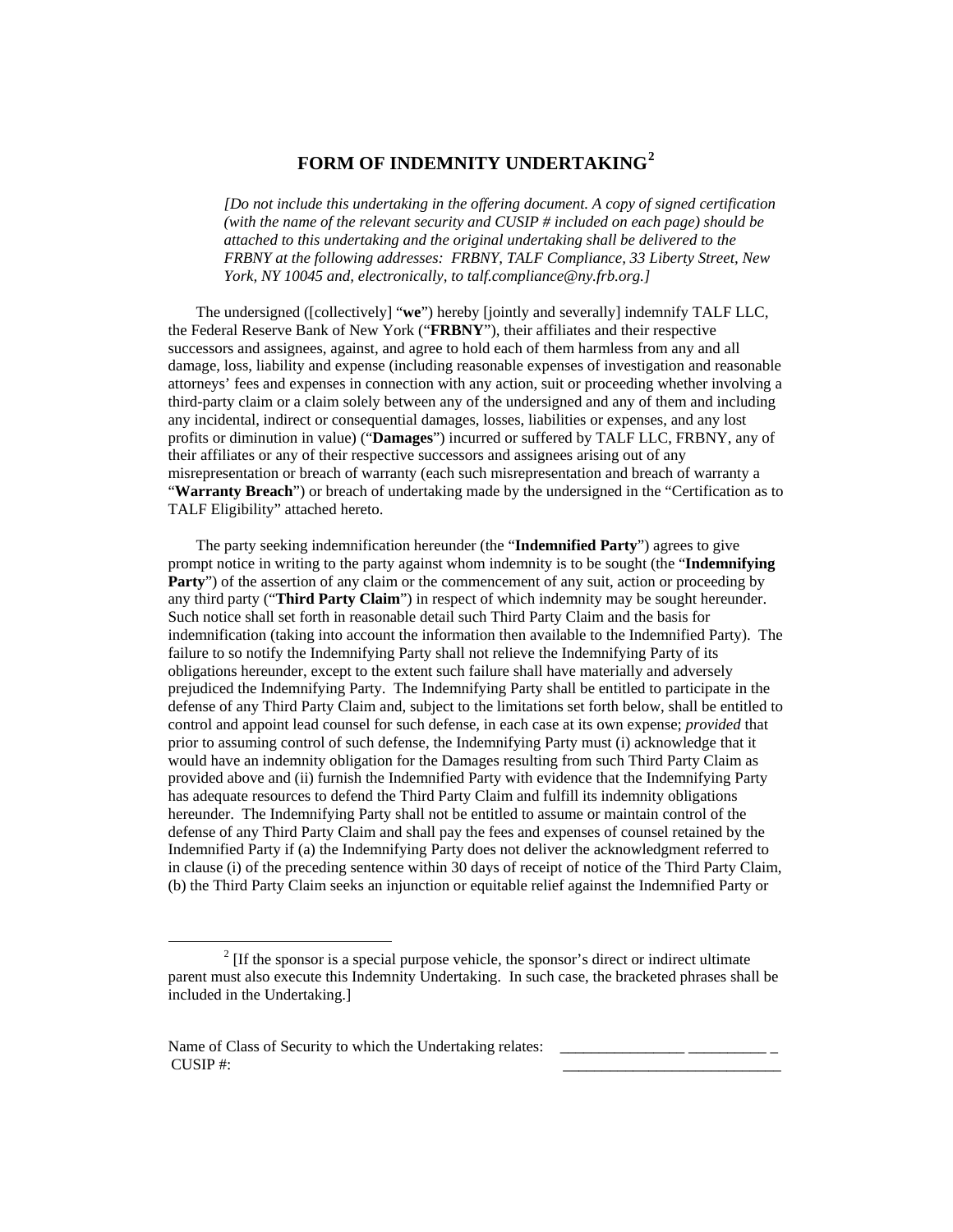# FORM OF INDEMNITY UNDERTAKING[2]

*[Do not include this undertaking in the offering document. A copy of signed certification (with the name of the relevant security and CUSIP # included on each page) should be attached to this undertaking and the original undertaking shall be delivered to the FRBNY at the following addresses: FRBNY, TALF Compliance, 33 Liberty Street, New York, NY 10045 and, electronically, to talf.compliance@ny.frb.org.]*

The undersigned ([collectively] "**we**") hereby [jointly and severally] indemnify TALF LLC, the Federal Reserve Bank of New York ("**FRBNY**"), their affiliates and their respective successors and assignees, against, and agree to hold each of them harmless from any and all damage, loss, liability and expense (including reasonable expenses of investigation and reasonable attorneys' fees and expenses in connection with any action, suit or proceeding whether involving a third-party claim or a claim solely between any of the undersigned and any of them and including any incidental, indirect or consequential damages, losses, liabilities or expenses, and any lost profits or diminution in value) ("**Damages**") incurred or suffered by TALF LLC, FRBNY, any of their affiliates or any of their respective successors and assignees arising out of any misrepresentation or breach of warranty (each such misrepresentation and breach of warranty a "**Warranty Breach**") or breach of undertaking made by the undersigned in the "Certification as to TALF Eligibility" attached hereto.

The party seeking indemnification hereunder (the "**Indemnified Party**") agrees to give prompt notice in writing to the party against whom indemnity is to be sought (the "**Indemnifying Party**") of the assertion of any claim or the commencement of any suit, action or proceeding by any third party ("**Third Party Claim**") in respect of which indemnity may be sought hereunder. Such notice shall set forth in reasonable detail such Third Party Claim and the basis for indemnification (taking into account the information then available to the Indemnified Party). The failure to so notify the Indemnifying Party shall not relieve the Indemnifying Party of its obligations hereunder, except to the extent such failure shall have materially and adversely prejudiced the Indemnifying Party. The Indemnifying Party shall be entitled to participate in the defense of any Third Party Claim and, subject to the limitations set forth below, shall be entitled to control and appoint lead counsel for such defense, in each case at its own expense; *provided* that prior to assuming control of such defense, the Indemnifying Party must (i) acknowledge that it would have an indemnity obligation for the Damages resulting from such Third Party Claim as provided above and (ii) furnish the Indemnified Party with evidence that the Indemnifying Party has adequate resources to defend the Third Party Claim and fulfill its indemnity obligations hereunder. The Indemnifying Party shall not be entitled to assume or maintain control of the defense of any Third Party Claim and shall pay the fees and expenses of counsel retained by the Indemnified Party if (a) the Indemnifying Party does not deliver the acknowledgment referred to in clause (i) of the preceding sentence within 30 days of receipt of notice of the Third Party Claim, (b) the Third Party Claim seeks an injunction or equitable relief against the Indemnified Party or

[2] [If the sponsor is a special purpose vehicle, the sponsor's direct or indirect ultimate parent must also execute this Indemnity Undertaking. In such case, the bracketed phrases shall be included in the Undertaking.]

Name of Class of Security to which the Undertaking relates: ________________ __________ _

CUSIP #: ____________________________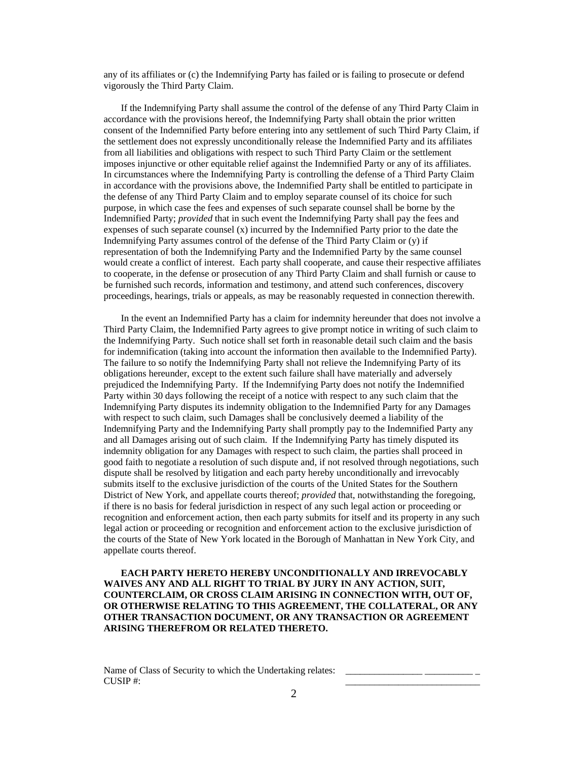any of its affiliates or (c) the Indemnifying Party has failed or is failing to prosecute or defend vigorously the Third Party Claim.

If the Indemnifying Party shall assume the control of the defense of any Third Party Claim in accordance with the provisions hereof, the Indemnifying Party shall obtain the prior written consent of the Indemnified Party before entering into any settlement of such Third Party Claim, if the settlement does not expressly unconditionally release the Indemnified Party and its affiliates from all liabilities and obligations with respect to such Third Party Claim or the settlement imposes injunctive or other equitable relief against the Indemnified Party or any of its affiliates. In circumstances where the Indemnifying Party is controlling the defense of a Third Party Claim in accordance with the provisions above, the Indemnified Party shall be entitled to participate in the defense of any Third Party Claim and to employ separate counsel of its choice for such purpose, in which case the fees and expenses of such separate counsel shall be borne by the Indemnified Party; *provided* that in such event the Indemnifying Party shall pay the fees and expenses of such separate counsel (x) incurred by the Indemnified Party prior to the date the Indemnifying Party assumes control of the defense of the Third Party Claim or (y) if representation of both the Indemnifying Party and the Indemnified Party by the same counsel would create a conflict of interest. Each party shall cooperate, and cause their respective affiliates to cooperate, in the defense or prosecution of any Third Party Claim and shall furnish or cause to be furnished such records, information and testimony, and attend such conferences, discovery proceedings, hearings, trials or appeals, as may be reasonably requested in connection therewith.

In the event an Indemnified Party has a claim for indemnity hereunder that does not involve a Third Party Claim, the Indemnified Party agrees to give prompt notice in writing of such claim to the Indemnifying Party. Such notice shall set forth in reasonable detail such claim and the basis for indemnification (taking into account the information then available to the Indemnified Party). The failure to so notify the Indemnifying Party shall not relieve the Indemnifying Party of its obligations hereunder, except to the extent such failure shall have materially and adversely prejudiced the Indemnifying Party. If the Indemnifying Party does not notify the Indemnified Party within 30 days following the receipt of a notice with respect to any such claim that the Indemnifying Party disputes its indemnity obligation to the Indemnified Party for any Damages with respect to such claim, such Damages shall be conclusively deemed a liability of the Indemnifying Party and the Indemnifying Party shall promptly pay to the Indemnified Party any and all Damages arising out of such claim. If the Indemnifying Party has timely disputed its indemnity obligation for any Damages with respect to such claim, the parties shall proceed in good faith to negotiate a resolution of such dispute and, if not resolved through negotiations, such dispute shall be resolved by litigation and each party hereby unconditionally and irrevocably submits itself to the exclusive jurisdiction of the courts of the United States for the Southern District of New York, and appellate courts thereof; *provided* that, notwithstanding the foregoing, if there is no basis for federal jurisdiction in respect of any such legal action or proceeding or recognition and enforcement action, then each party submits for itself and its property in any such legal action or proceeding or recognition and enforcement action to the exclusive jurisdiction of the courts of the State of New York located in the Borough of Manhattan in New York City, and appellate courts thereof.

**EACH PARTY HERETO HEREBY UNCONDITIONALLY AND IRREVOCABLY WAIVES ANY AND ALL RIGHT TO TRIAL BY JURY IN ANY ACTION, SUIT, COUNTERCLAIM, OR CROSS CLAIM ARISING IN CONNECTION WITH, OUT OF, OR OTHERWISE RELATING TO THIS AGREEMENT, THE COLLATERAL, OR ANY OTHER TRANSACTION DOCUMENT, OR ANY TRANSACTION OR AGREEMENT ARISING THEREFROM OR RELATED THERETO.**

Name of Class of Security to which the Undertaking relates: ________________ __________ _
CUSIP #: ___________________________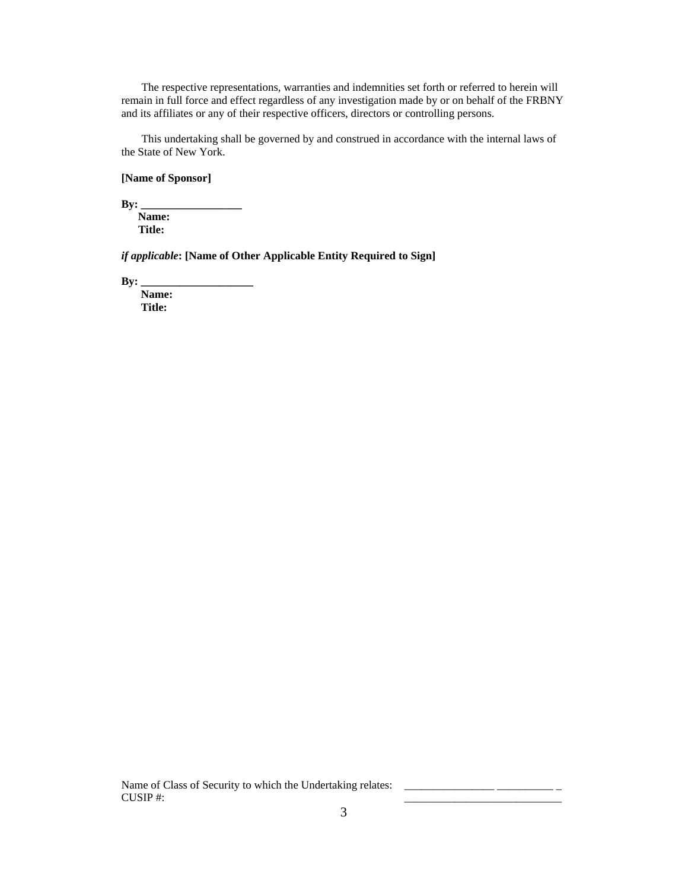The respective representations, warranties and indemnities set forth or referred to herein will remain in full force and effect regardless of any investigation made by or on behalf of the FRBNY and its affiliates or any of their respective officers, directors or controlling persons.

This undertaking shall be governed by and construed in accordance with the internal laws of the State of New York.

**[Name of Sponsor]**

**By: __________________**
**Name:**
**Title:**

***if applicable*: [Name of Other Applicable Entity Required to Sign]**

**By: ____________________**
**Name:**
**Title:**

Name of Class of Security to which the Undertaking relates: ________________ __________ _
CUSIP #: ____________________________